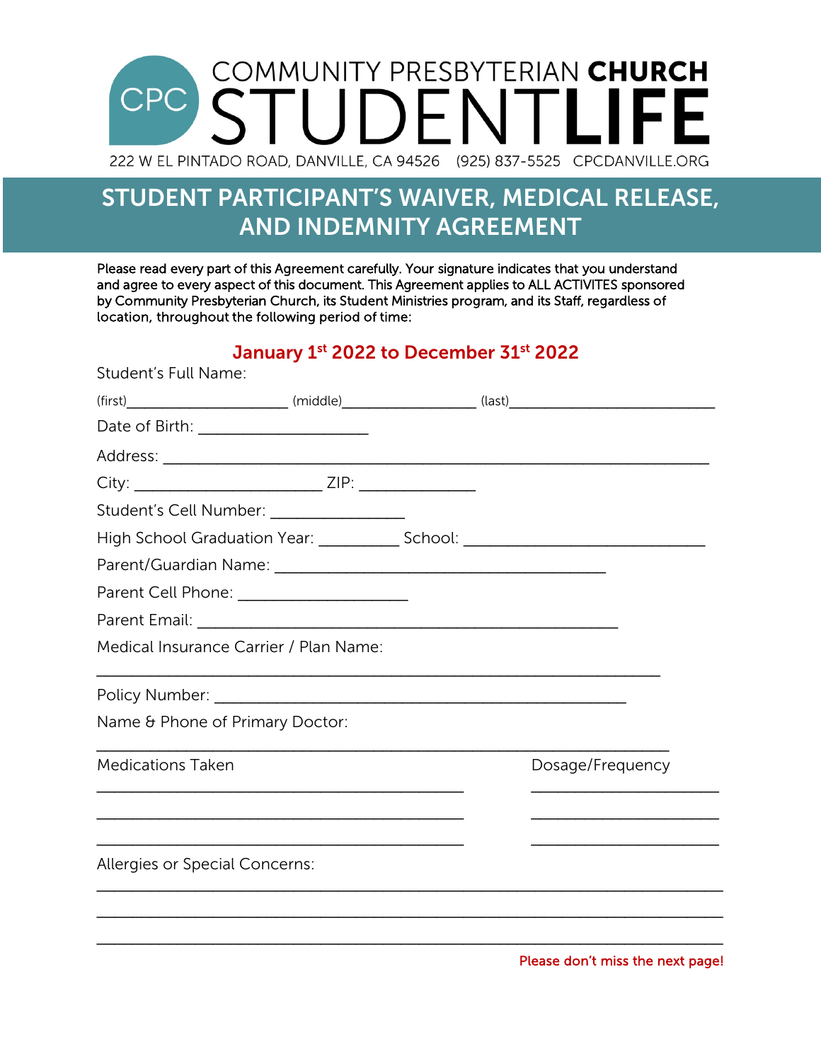# COMMUNITY PRESBYTERIAN CHURCH STUDENTLIFE

CPC

222 W EL PINTADO ROAD, DANVILLE, CA 94526 (925) 837-5525 CPCDANVILLE.ORG

## STUDENT PARTICIPANT'S WAIVER, MEDICAL RELEASE, AND INDEMNITY AGREEMENT

Please read every part of this Agreement carefully. Your signature indicates that you understand and agree to every aspect of this document. This Agreement applies to ALL ACTIVITES sponsored by Community Presbyterian Church, its Student Ministries program, and its Staff, regardless of location, throughout the following period of time:

**January 1st 2022 to December 31st 2022**

Student's Full Name:

(first)_____________________ (middle)_________________ (last)___________________________

Date of Birth: ______________________

Address: ______________________________________________________________________

City: ________________________ ZIP: ______________

Student's Cell Number: _________________

High School Graduation Year: __________ School: ______________________________

Parent/Guardian Name: __________________________________________

Parent Cell Phone: _____________________

Parent Email: ______________________________________________________

Medical Insurance Carrier / Plan Name:

_________________________________________________________________________

Policy Number: ___________________________________________________

Name & Phone of Primary Doctor:

_________________________________________________________________________

Medications Taken Dosage/Frequency

_______________________________________________ ________________________

_______________________________________________ ________________________

_______________________________________________ ________________________

Allergies or Special Concerns:

_________________________________________________________________________________

_________________________________________________________________________________

_________________________________________________________________________________

Please don't miss the next page!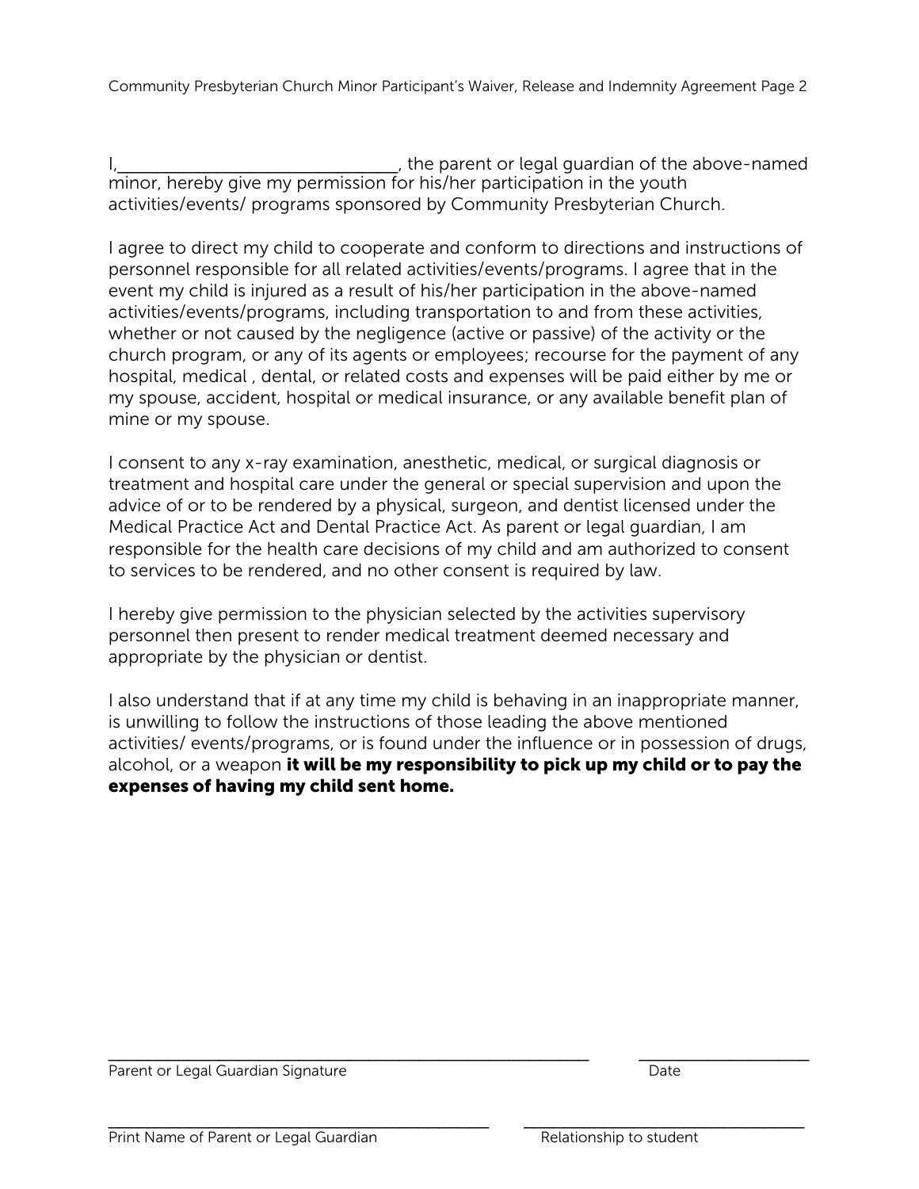I,______________________________, the parent or legal guardian of the above-named minor, hereby give my permission for his/her participation in the youth activities/events/ programs sponsored by Community Presbyterian Church.

I agree to direct my child to cooperate and conform to directions and instructions of personnel responsible for all related activities/events/programs. I agree that in the event my child is injured as a result of his/her participation in the above-named activities/events/programs, including transportation to and from these activities, whether or not caused by the negligence (active or passive) of the activity or the church program, or any of its agents or employees; recourse for the payment of any hospital, medical , dental, or related costs and expenses will be paid either by me or my spouse, accident, hospital or medical insurance, or any available benefit plan of mine or my spouse.

I consent to any x-ray examination, anesthetic, medical, or surgical diagnosis or treatment and hospital care under the general or special supervision and upon the advice of or to be rendered by a physical, surgeon, and dentist licensed under the Medical Practice Act and Dental Practice Act. As parent or legal guardian, I am responsible for the health care decisions of my child and am authorized to consent to services to be rendered, and no other consent is required by law.

I hereby give permission to the physician selected by the activities supervisory personnel then present to render medical treatment deemed necessary and appropriate by the physician or dentist.

I also understand that if at any time my child is behaving in an inappropriate manner, is unwilling to follow the instructions of those leading the above mentioned activities/ events/programs, or is found under the influence or in possession of drugs, alcohol, or a weapon **it will be my responsibility to pick up my child or to pay the expenses of having my child sent home.**

_______________________________________________ _______________

Parent or Legal Guardian Signature Date

_____________________________________ ___________________________

Print Name of Parent or Legal Guardian Relationship to student